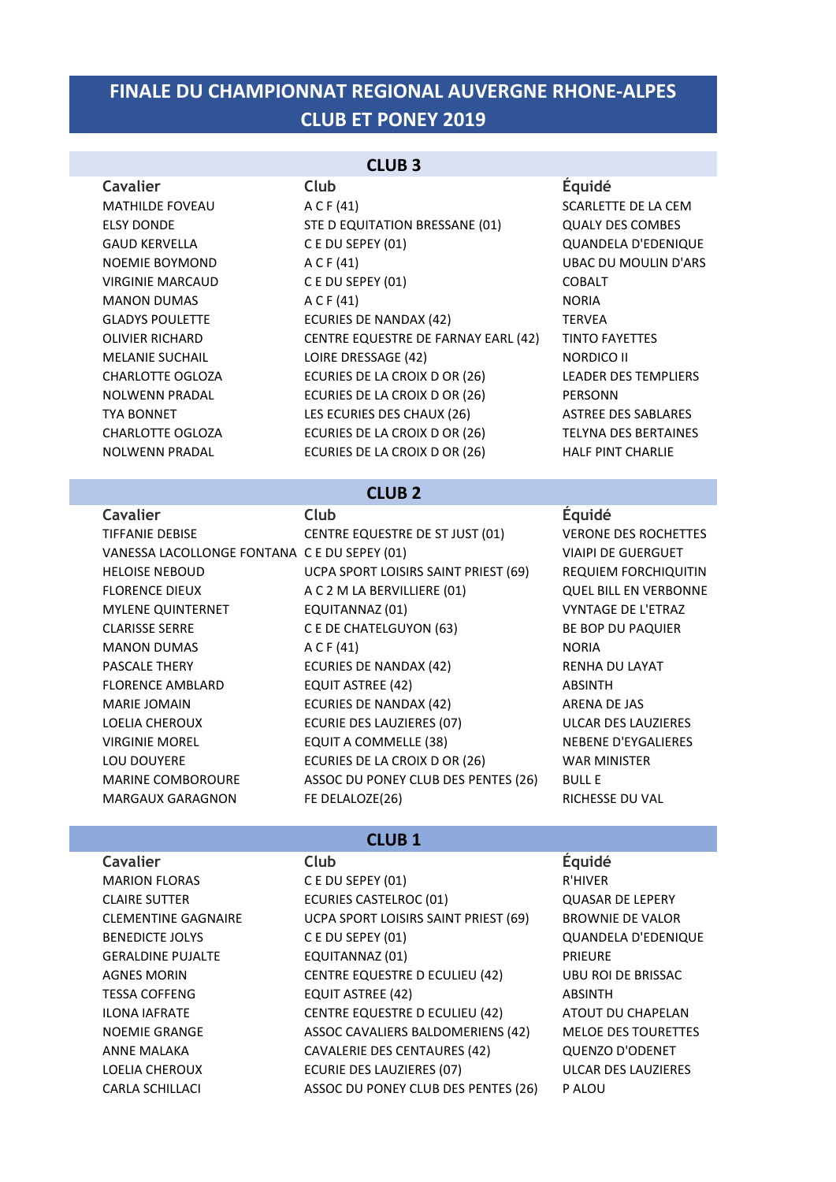# FINALE DU CHAMPIONNAT REGIONAL AUVERGNE RHONE-ALPES
# CLUB ET PONEY 2019

## CLUB 3

| Cavalier | Club | Équidé |
|---|---|---|
| MATHILDE FOVEAU | A C F (41) | SCARLETTE DE LA CEM |
| ELSY DONDE | STE D EQUITATION BRESSANE (01) | QUALY DES COMBES |
| GAUD KERVELLA | C E DU SEPEY (01) | QUANDELA D'EDENIQUE |
| NOEMIE BOYMOND | A C F (41) | UBAC DU MOULIN D'ARS |
| VIRGINIE MARCAUD | C E DU SEPEY (01) | COBALT |
| MANON DUMAS | A C F (41) | NORIA |
| GLADYS POULETTE | ECURIES DE NANDAX (42) | TERVEA |
| OLIVIER RICHARD | CENTRE EQUESTRE DE FARNAY EARL (42) | TINTO FAYETTES |
| MELANIE SUCHAIL | LOIRE DRESSAGE (42) | NORDICO II |
| CHARLOTTE OGLOZA | ECURIES DE LA CROIX D OR (26) | LEADER DES TEMPLIERS |
| NOLWENN PRADAL | ECURIES DE LA CROIX D OR (26) | PERSONN |
| TYA BONNET | LES ECURIES DES CHAUX (26) | ASTREE DES SABLARES |
| CHARLOTTE OGLOZA | ECURIES DE LA CROIX D OR (26) | TELYNA DES BERTAINES |
| NOLWENN PRADAL | ECURIES DE LA CROIX D OR (26) | HALF PINT CHARLIE |

## CLUB 2

| Cavalier | Club | Équidé |
|---|---|---|
| TIFFANIE DEBISE | CENTRE EQUESTRE DE ST JUST (01) | VERONE DES ROCHETTES |
| VANESSA LACOLLONGE FONTANA | C E DU SEPEY (01) | VIAIPI DE GUERGUET |
| HELOISE NEBOUD | UCPA SPORT LOISIRS SAINT PRIEST (69) | REQUIEM FORCHIQUITIN |
| FLORENCE DIEUX | A C 2 M LA BERVILLIERE (01) | QUEL BILL EN VERBONNE |
| MYLENE QUINTERNET | EQUITANNAZ (01) | VYNTAGE DE L'ETRAZ |
| CLARISSE SERRE | C E DE CHATELGUYON (63) | BE BOP DU PAQUIER |
| MANON DUMAS | A C F (41) | NORIA |
| PASCALE THERY | ECURIES DE NANDAX (42) | RENHA DU LAYAT |
| FLORENCE AMBLARD | EQUIT ASTREE (42) | ABSINTH |
| MARIE JOMAIN | ECURIES DE NANDAX (42) | ARENA DE JAS |
| LOELIA CHEROUX | ECURIE DES LAUZIERES (07) | ULCAR DES LAUZIERES |
| VIRGINIE MOREL | EQUIT A COMMELLE (38) | NEBENE D'EYGALIERES |
| LOU DOUYERE | ECURIES DE LA CROIX D OR (26) | WAR MINISTER |
| MARINE COMBOROURE | ASSOC DU PONEY CLUB DES PENTES (26) | BULL E |
| MARGAUX GARAGNON | FE DELALOZE(26) | RICHESSE DU VAL |

## CLUB 1

| Cavalier | Club | Équidé |
|---|---|---|
| MARION FLORAS | C E DU SEPEY (01) | R'HIVER |
| CLAIRE SUTTER | ECURIES CASTELROC (01) | QUASAR DE LEPERY |
| CLEMENTINE GAGNAIRE | UCPA SPORT LOISIRS SAINT PRIEST (69) | BROWNIE DE VALOR |
| BENEDICTE JOLYS | C E DU SEPEY (01) | QUANDELA D'EDENIQUE |
| GERALDINE PUJALTE | EQUITANNAZ (01) | PRIEURE |
| AGNES MORIN | CENTRE EQUESTRE D ECULIEU (42) | UBU ROI DE BRISSAC |
| TESSA COFFENG | EQUIT ASTREE (42) | ABSINTH |
| ILONA IAFRATE | CENTRE EQUESTRE D ECULIEU (42) | ATOUT DU CHAPELAN |
| NOEMIE GRANGE | ASSOC CAVALIERS BALDOMERIENS (42) | MELOE DES TOURETTES |
| ANNE MALAKA | CAVALERIE DES CENTAURES (42) | QUENZO D'ODENET |
| LOELIA CHEROUX | ECURIE DES LAUZIERES (07) | ULCAR DES LAUZIERES |
| CARLA SCHILLACI | ASSOC DU PONEY CLUB DES PENTES (26) | P ALOU |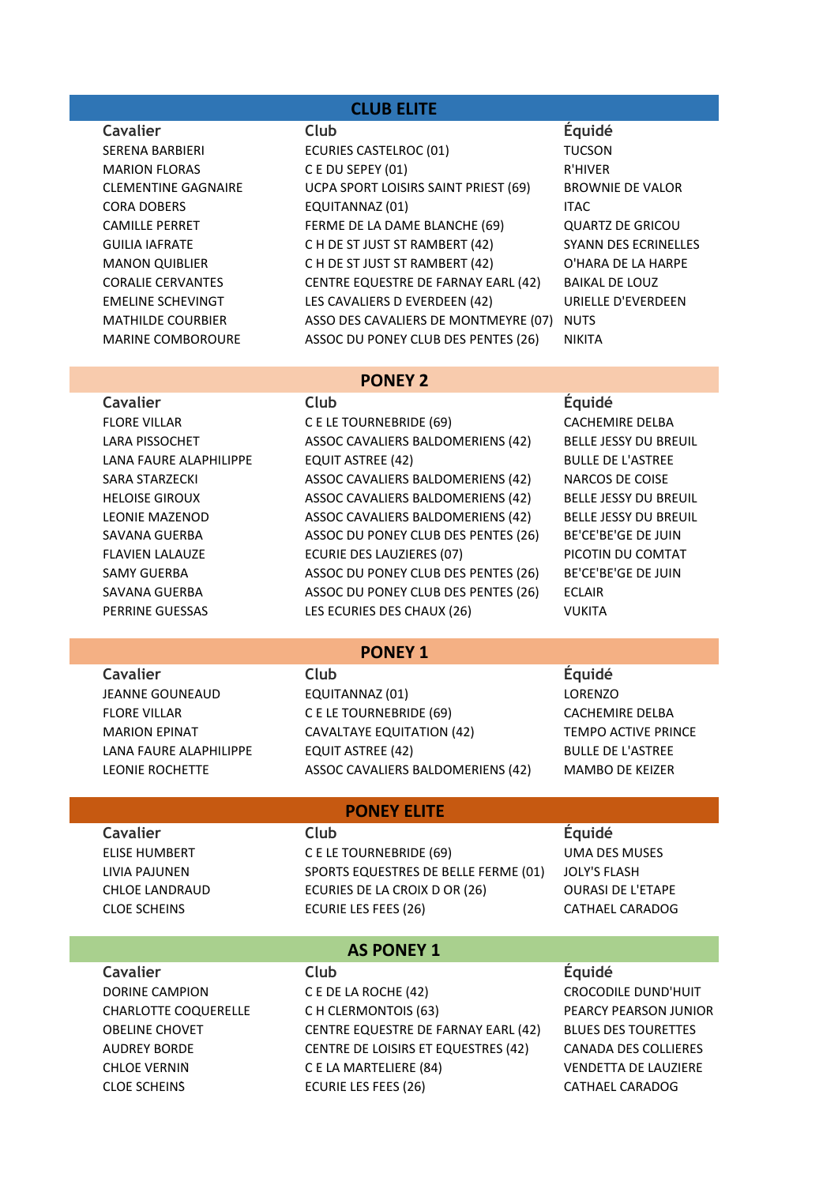## CLUB ELITE

| Cavalier | Club | Équidé |
|---|---|---|
| SERENA BARBIERI | ECURIES CASTELROC (01) | TUCSON |
| MARION FLORAS | C E DU SEPEY (01) | R'HIVER |
| CLEMENTINE GAGNAIRE | UCPA SPORT LOISIRS SAINT PRIEST (69) | BROWNIE DE VALOR |
| CORA DOBERS | EQUITANNAZ (01) | ITAC |
| CAMILLE PERRET | FERME DE LA DAME BLANCHE (69) | QUARTZ DE GRICOU |
| GUILIA IAFRATE | C H DE ST JUST ST RAMBERT (42) | SYANN DES ECRINELLES |
| MANON QUIBLIER | C H DE ST JUST ST RAMBERT (42) | O'HARA DE LA HARPE |
| CORALIE CERVANTES | CENTRE EQUESTRE DE FARNAY EARL (42) | BAIKAL DE LOUZ |
| EMELINE SCHEVINGT | LES CAVALIERS D EVERDEEN (42) | URIELLE D'EVERDEEN |
| MATHILDE COURBIER | ASSO DES CAVALIERS DE MONTMEYRE (07) | NUTS |
| MARINE COMBOROURE | ASSOC DU PONEY CLUB DES PENTES (26) | NIKITA |

## PONEY 2

| Cavalier | Club | Équidé |
|---|---|---|
| FLORE VILLAR | C E LE TOURNEBRIDE (69) | CACHEMIRE DELBA |
| LARA PISSOCHET | ASSOC CAVALIERS BALDOMERIENS (42) | BELLE JESSY DU BREUIL |
| LANA FAURE ALAPHILIPPE | EQUIT ASTREE (42) | BULLE DE L'ASTREE |
| SARA STARZECKI | ASSOC CAVALIERS BALDOMERIENS (42) | NARCOS DE COISE |
| HELOISE GIROUX | ASSOC CAVALIERS BALDOMERIENS (42) | BELLE JESSY DU BREUIL |
| LEONIE MAZENOD | ASSOC CAVALIERS BALDOMERIENS (42) | BELLE JESSY DU BREUIL |
| SAVANA GUERBA | ASSOC DU PONEY CLUB DES PENTES (26) | BE'CE'BE'GE DE JUIN |
| FLAVIEN LALAUZE | ECURIE DES LAUZIERES (07) | PICOTIN DU COMTAT |
| SAMY GUERBA | ASSOC DU PONEY CLUB DES PENTES (26) | BE'CE'BE'GE DE JUIN |
| SAVANA GUERBA | ASSOC DU PONEY CLUB DES PENTES (26) | ECLAIR |
| PERRINE GUESSAS | LES ECURIES DES CHAUX (26) | VUKITA |

## PONEY 1

| Cavalier | Club | Équidé |
|---|---|---|
| JEANNE GOUNEAUD | EQUITANNAZ (01) | LORENZO |
| FLORE VILLAR | C E LE TOURNEBRIDE (69) | CACHEMIRE DELBA |
| MARION EPINAT | CAVALTAYE EQUITATION (42) | TEMPO ACTIVE PRINCE |
| LANA FAURE ALAPHILIPPE | EQUIT ASTREE (42) | BULLE DE L'ASTREE |
| LEONIE ROCHETTE | ASSOC CAVALIERS BALDOMERIENS (42) | MAMBO DE KEIZER |

## PONEY ELITE

| Cavalier | Club | Équidé |
|---|---|---|
| ELISE HUMBERT | C E LE TOURNEBRIDE (69) | UMA DES MUSES |
| LIVIA PAJUNEN | SPORTS EQUESTRES DE BELLE FERME (01) | JOLY'S FLASH |
| CHLOE LANDRAUD | ECURIES DE LA CROIX D OR (26) | OURASI DE L'ETAPE |
| CLOE SCHEINS | ECURIE LES FEES (26) | CATHAEL CARADOG |

## AS PONEY 1

| Cavalier | Club | Équidé |
|---|---|---|
| DORINE CAMPION | C E DE LA ROCHE (42) | CROCODILE DUND'HUIT |
| CHARLOTTE COQUERELLE | C H CLERMONTOIS (63) | PEARCY PEARSON JUNIOR |
| OBELINE CHOVET | CENTRE EQUESTRE DE FARNAY EARL (42) | BLUES DES TOURETTES |
| AUDREY BORDE | CENTRE DE LOISIRS ET EQUESTRES (42) | CANADA DES COLLIERES |
| CHLOE VERNIN | C E LA MARTELIERE (84) | VENDETTA DE LAUZIERE |
| CLOE SCHEINS | ECURIE LES FEES (26) | CATHAEL CARADOG |